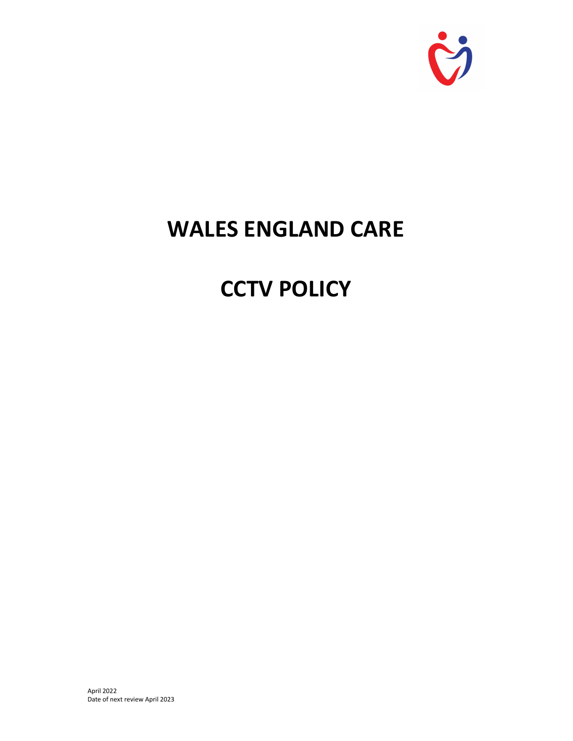# WALES ENGLAND CARE

# CCTV POLICY

April 2022
Date of next review April 2023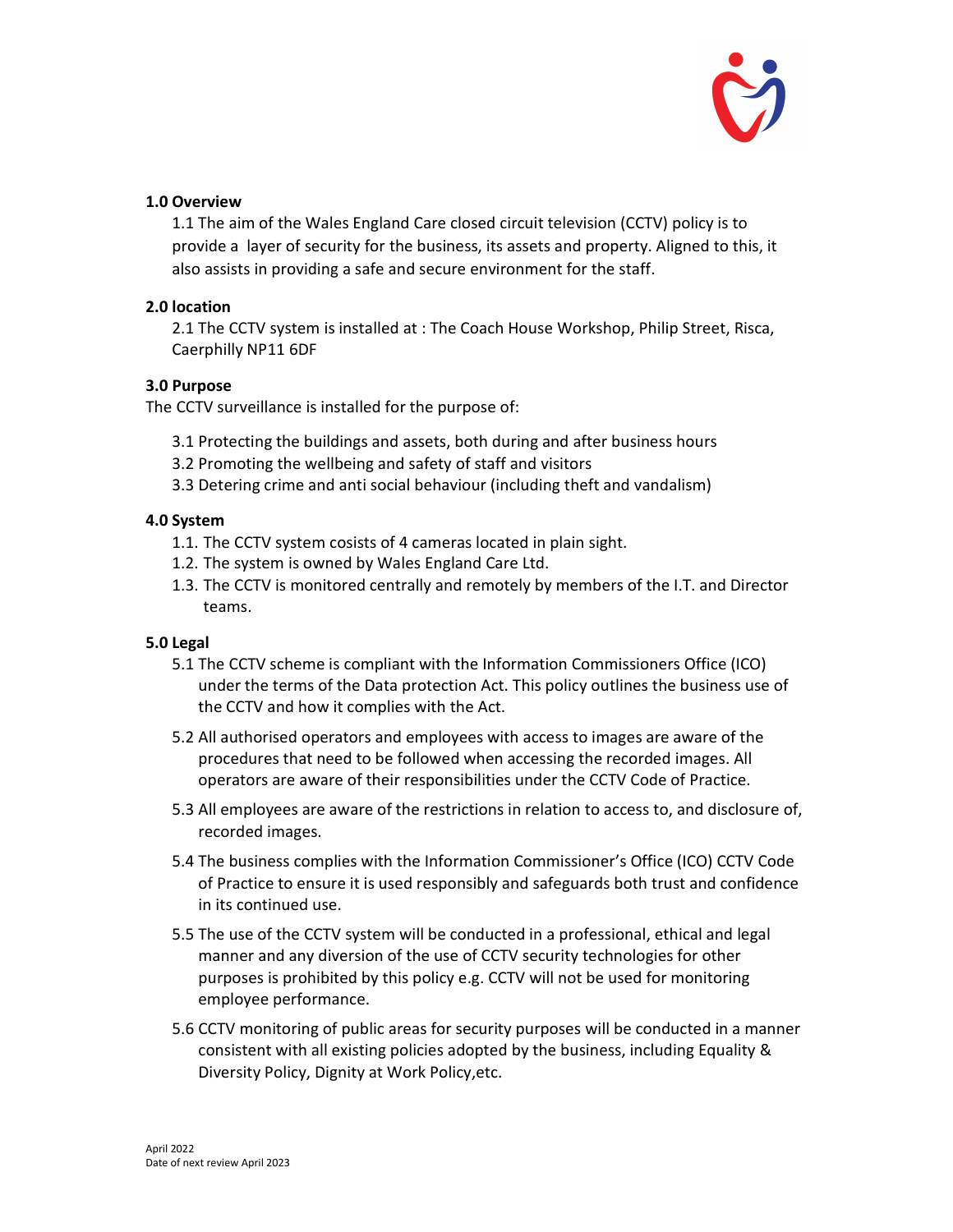**1.0 Overview**

1.1 The aim of the Wales England Care closed circuit television (CCTV) policy is to provide a layer of security for the business, its assets and property. Aligned to this, it also assists in providing a safe and secure environment for the staff.

**2.0 location**

2.1 The CCTV system is installed at : The Coach House Workshop, Philip Street, Risca, Caerphilly NP11 6DF

**3.0 Purpose**

The CCTV surveillance is installed for the purpose of:

3.1 Protecting the buildings and assets, both during and after business hours

3.2 Promoting the wellbeing and safety of staff and visitors

3.3 Detering crime and anti social behaviour (including theft and vandalism)

**4.0 System**

1.1. The CCTV system cosists of 4 cameras located in plain sight.

1.2. The system is owned by Wales England Care Ltd.

1.3. The CCTV is monitored centrally and remotely by members of the I.T. and Director teams.

**5.0 Legal**

5.1 The CCTV scheme is compliant with the Information Commissioners Office (ICO) under the terms of the Data protection Act. This policy outlines the business use of the CCTV and how it complies with the Act.

5.2 All authorised operators and employees with access to images are aware of the procedures that need to be followed when accessing the recorded images. All operators are aware of their responsibilities under the CCTV Code of Practice.

5.3 All employees are aware of the restrictions in relation to access to, and disclosure of, recorded images.

5.4 The business complies with the Information Commissioner's Office (ICO) CCTV Code of Practice to ensure it is used responsibly and safeguards both trust and confidence in its continued use.

5.5 The use of the CCTV system will be conducted in a professional, ethical and legal manner and any diversion of the use of CCTV security technologies for other purposes is prohibited by this policy e.g. CCTV will not be used for monitoring employee performance.

5.6 CCTV monitoring of public areas for security purposes will be conducted in a manner consistent with all existing policies adopted by the business, including Equality & Diversity Policy, Dignity at Work Policy,etc.

April 2022
Date of next review April 2023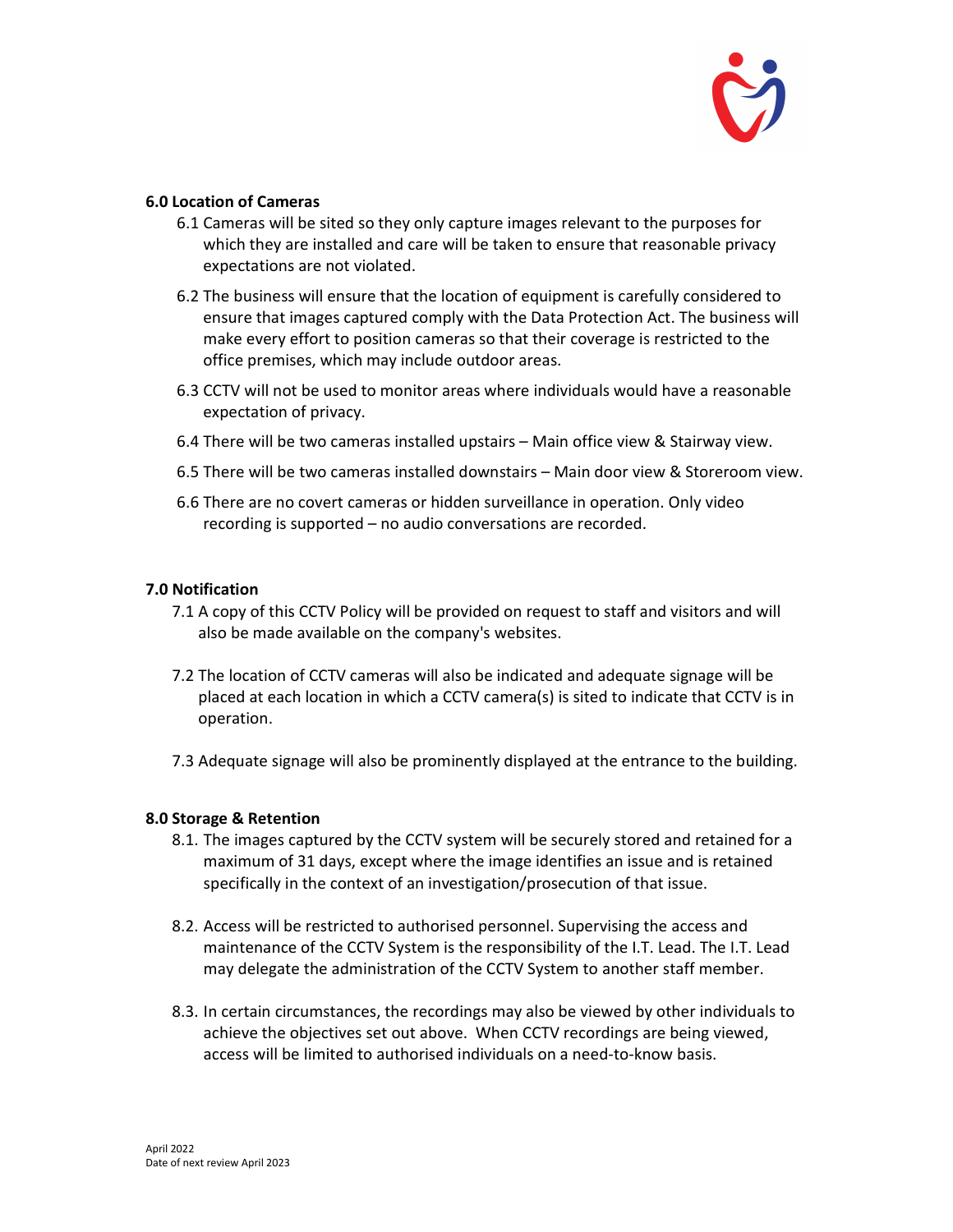**6.0 Location of Cameras**

6.1 Cameras will be sited so they only capture images relevant to the purposes for which they are installed and care will be taken to ensure that reasonable privacy expectations are not violated.

6.2 The business will ensure that the location of equipment is carefully considered to ensure that images captured comply with the Data Protection Act. The business will make every effort to position cameras so that their coverage is restricted to the office premises, which may include outdoor areas.

6.3 CCTV will not be used to monitor areas where individuals would have a reasonable expectation of privacy.

6.4 There will be two cameras installed upstairs – Main office view & Stairway view.

6.5 There will be two cameras installed downstairs – Main door view & Storeroom view.

6.6 There are no covert cameras or hidden surveillance in operation. Only video recording is supported – no audio conversations are recorded.

**7.0 Notification**

7.1 A copy of this CCTV Policy will be provided on request to staff and visitors and will also be made available on the company's websites.

7.2 The location of CCTV cameras will also be indicated and adequate signage will be placed at each location in which a CCTV camera(s) is sited to indicate that CCTV is in operation.

7.3 Adequate signage will also be prominently displayed at the entrance to the building.

**8.0 Storage & Retention**

8.1. The images captured by the CCTV system will be securely stored and retained for a maximum of 31 days, except where the image identifies an issue and is retained specifically in the context of an investigation/prosecution of that issue.

8.2. Access will be restricted to authorised personnel. Supervising the access and maintenance of the CCTV System is the responsibility of the I.T. Lead. The I.T. Lead may delegate the administration of the CCTV System to another staff member.

8.3. In certain circumstances, the recordings may also be viewed by other individuals to achieve the objectives set out above. When CCTV recordings are being viewed, access will be limited to authorised individuals on a need-to-know basis.

April 2022
Date of next review April 2023